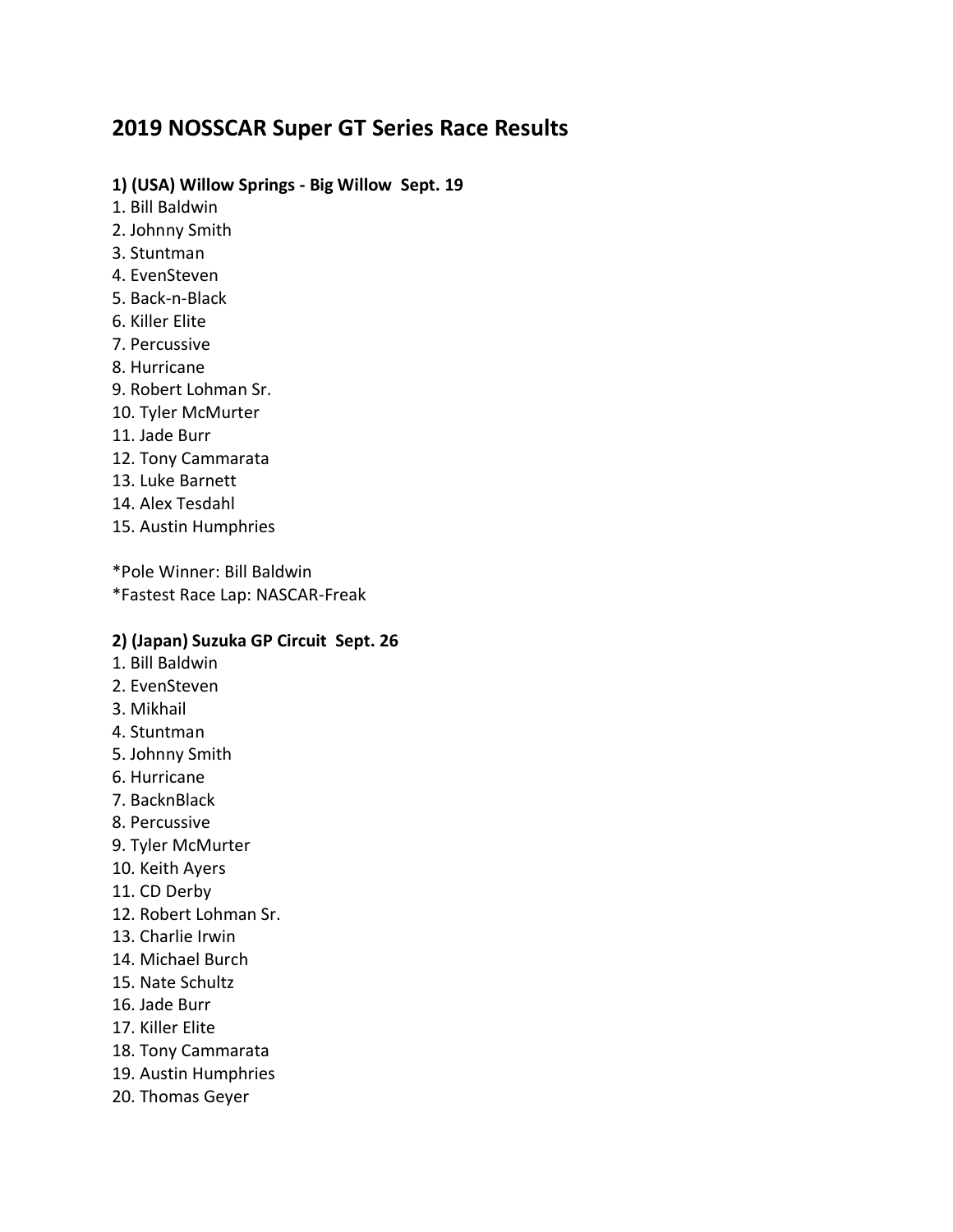# 2019 NOSSCAR Super GT Series Race Results

### 1) (USA) Willow Springs - Big Willow  Sept. 19

1. Bill Baldwin
2. Johnny Smith
3. Stuntman
4. EvenSteven
5. Back-n-Black
6. Killer Elite
7. Percussive
8. Hurricane
9. Robert Lohman Sr.
10. Tyler McMurter
11. Jade Burr
12. Tony Cammarata
13. Luke Barnett
14. Alex Tesdahl
15. Austin Humphries

*Pole Winner: Bill Baldwin
*Fastest Race Lap: NASCAR-Freak

### 2) (Japan) Suzuka GP Circuit  Sept. 26

1. Bill Baldwin
2. EvenSteven
3. Mikhail
4. Stuntman
5. Johnny Smith
6. Hurricane
7. BacknBlack
8. Percussive
9. Tyler McMurter
10. Keith Ayers
11. CD Derby
12. Robert Lohman Sr.
13. Charlie Irwin
14. Michael Burch
15. Nate Schultz
16. Jade Burr
17. Killer Elite
18. Tony Cammarata
19. Austin Humphries
20. Thomas Geyer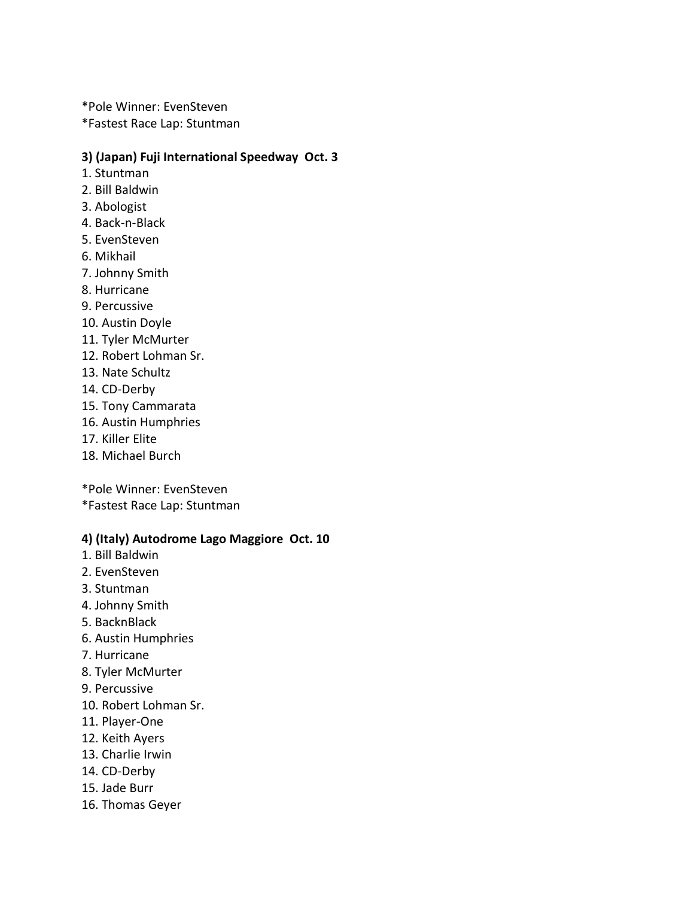*Pole Winner: EvenSteven
*Fastest Race Lap: Stuntman

**3) (Japan) Fuji International Speedway Oct. 3**

1. Stuntman
2. Bill Baldwin
3. Abologist
4. Back-n-Black
5. EvenSteven
6. Mikhail
7. Johnny Smith
8. Hurricane
9. Percussive
10. Austin Doyle
11. Tyler McMurter
12. Robert Lohman Sr.
13. Nate Schultz
14. CD-Derby
15. Tony Cammarata
16. Austin Humphries
17. Killer Elite
18. Michael Burch

*Pole Winner: EvenSteven
*Fastest Race Lap: Stuntman

**4) (Italy) Autodrome Lago Maggiore Oct. 10**

1. Bill Baldwin
2. EvenSteven
3. Stuntman
4. Johnny Smith
5. BacknBlack
6. Austin Humphries
7. Hurricane
8. Tyler McMurter
9. Percussive
10. Robert Lohman Sr.
11. Player-One
12. Keith Ayers
13. Charlie Irwin
14. CD-Derby
15. Jade Burr
16. Thomas Geyer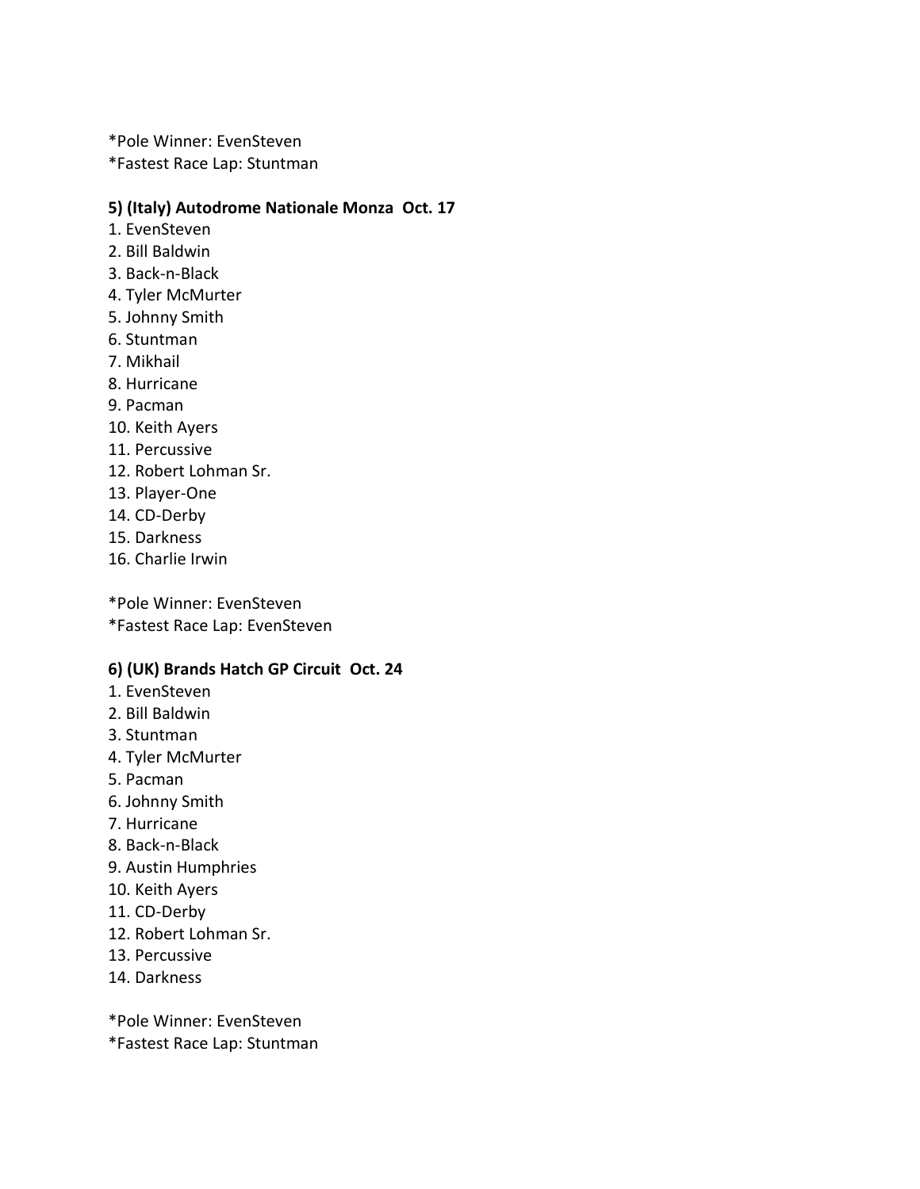*Pole Winner: EvenSteven
*Fastest Race Lap: Stuntman

**5) (Italy) Autodrome Nationale Monza Oct. 17**

1. EvenSteven
2. Bill Baldwin
3. Back-n-Black
4. Tyler McMurter
5. Johnny Smith
6. Stuntman
7. Mikhail
8. Hurricane
9. Pacman
10. Keith Ayers
11. Percussive
12. Robert Lohman Sr.
13. Player-One
14. CD-Derby
15. Darkness
16. Charlie Irwin

*Pole Winner: EvenSteven
*Fastest Race Lap: EvenSteven

**6) (UK) Brands Hatch GP Circuit Oct. 24**

1. EvenSteven
2. Bill Baldwin
3. Stuntman
4. Tyler McMurter
5. Pacman
6. Johnny Smith
7. Hurricane
8. Back-n-Black
9. Austin Humphries
10. Keith Ayers
11. CD-Derby
12. Robert Lohman Sr.
13. Percussive
14. Darkness

*Pole Winner: EvenSteven
*Fastest Race Lap: Stuntman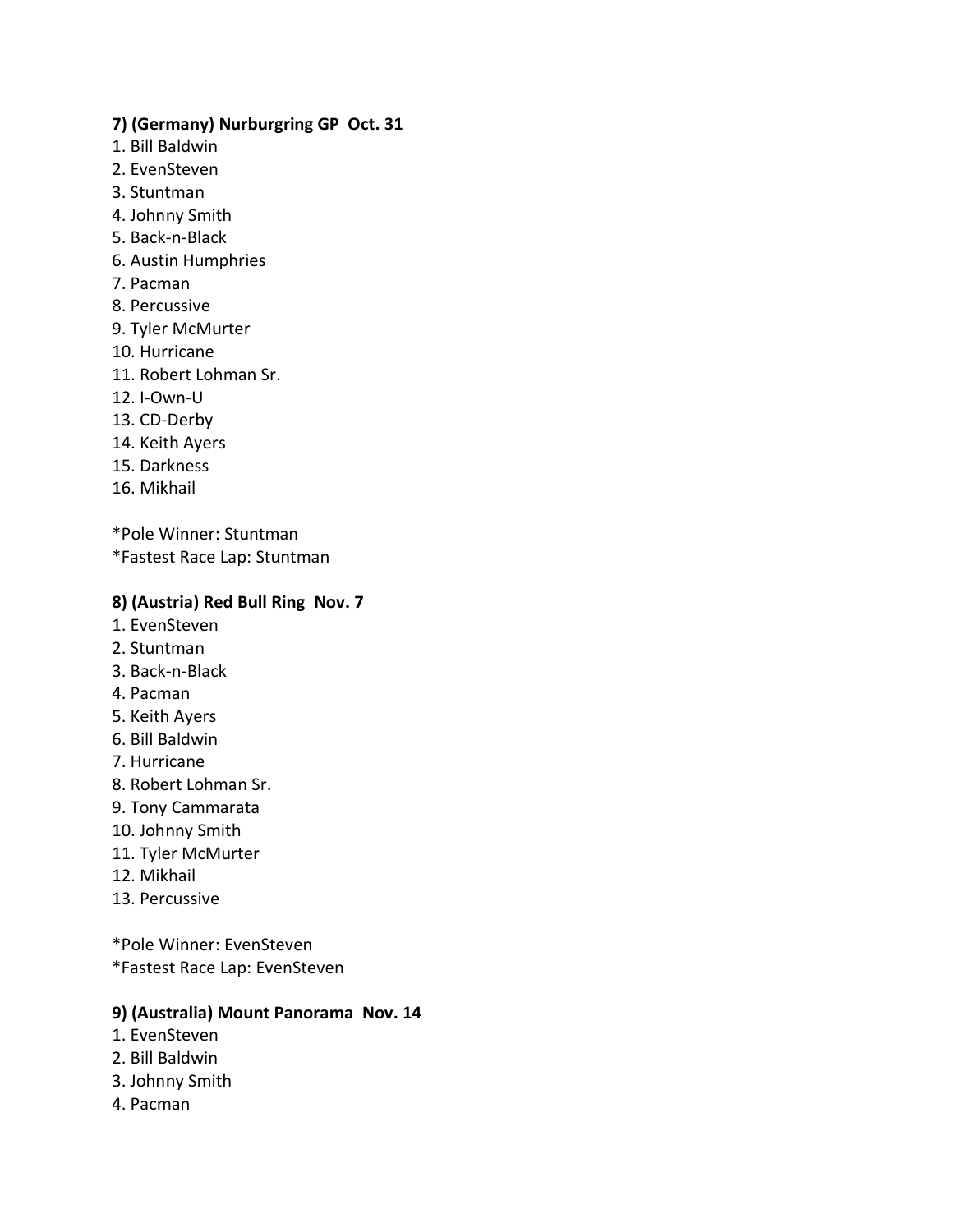**7) (Germany) Nurburgring GP  Oct. 31**

1. Bill Baldwin
2. EvenSteven
3. Stuntman
4. Johnny Smith
5. Back-n-Black
6. Austin Humphries
7. Pacman
8. Percussive
9. Tyler McMurter
10. Hurricane
11. Robert Lohman Sr.
12. I-Own-U
13. CD-Derby
14. Keith Ayers
15. Darkness
16. Mikhail

*Pole Winner: Stuntman
*Fastest Race Lap: Stuntman

**8) (Austria) Red Bull Ring  Nov. 7**

1. EvenSteven
2. Stuntman
3. Back-n-Black
4. Pacman
5. Keith Ayers
6. Bill Baldwin
7. Hurricane
8. Robert Lohman Sr.
9. Tony Cammarata
10. Johnny Smith
11. Tyler McMurter
12. Mikhail
13. Percussive

*Pole Winner: EvenSteven
*Fastest Race Lap: EvenSteven

**9) (Australia) Mount Panorama  Nov. 14**

1. EvenSteven
2. Bill Baldwin
3. Johnny Smith
4. Pacman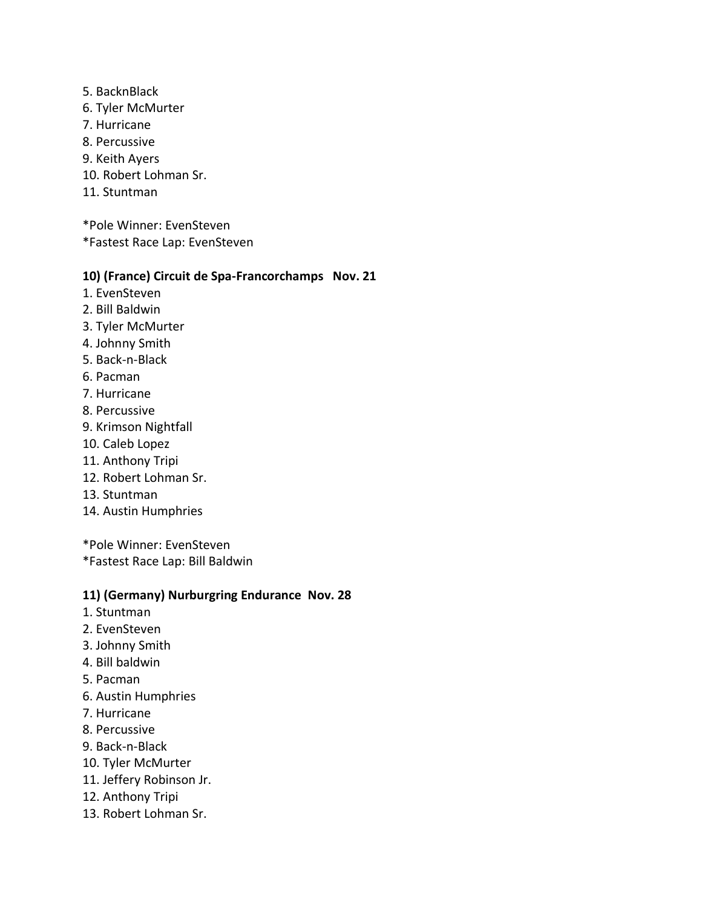5. BacknBlack
6. Tyler McMurter
7. Hurricane
8. Percussive
9. Keith Ayers
10. Robert Lohman Sr.
11. Stuntman

*Pole Winner: EvenSteven
*Fastest Race Lap: EvenSteven

**10) (France) Circuit de Spa-Francorchamps   Nov. 21**

1. EvenSteven
2. Bill Baldwin
3. Tyler McMurter
4. Johnny Smith
5. Back-n-Black
6. Pacman
7. Hurricane
8. Percussive
9. Krimson Nightfall
10. Caleb Lopez
11. Anthony Tripi
12. Robert Lohman Sr.
13. Stuntman
14. Austin Humphries

*Pole Winner: EvenSteven
*Fastest Race Lap: Bill Baldwin

**11) (Germany) Nurburgring Endurance  Nov. 28**

1. Stuntman
2. EvenSteven
3. Johnny Smith
4. Bill baldwin
5. Pacman
6. Austin Humphries
7. Hurricane
8. Percussive
9. Back-n-Black
10. Tyler McMurter
11. Jeffery Robinson Jr.
12. Anthony Tripi
13. Robert Lohman Sr.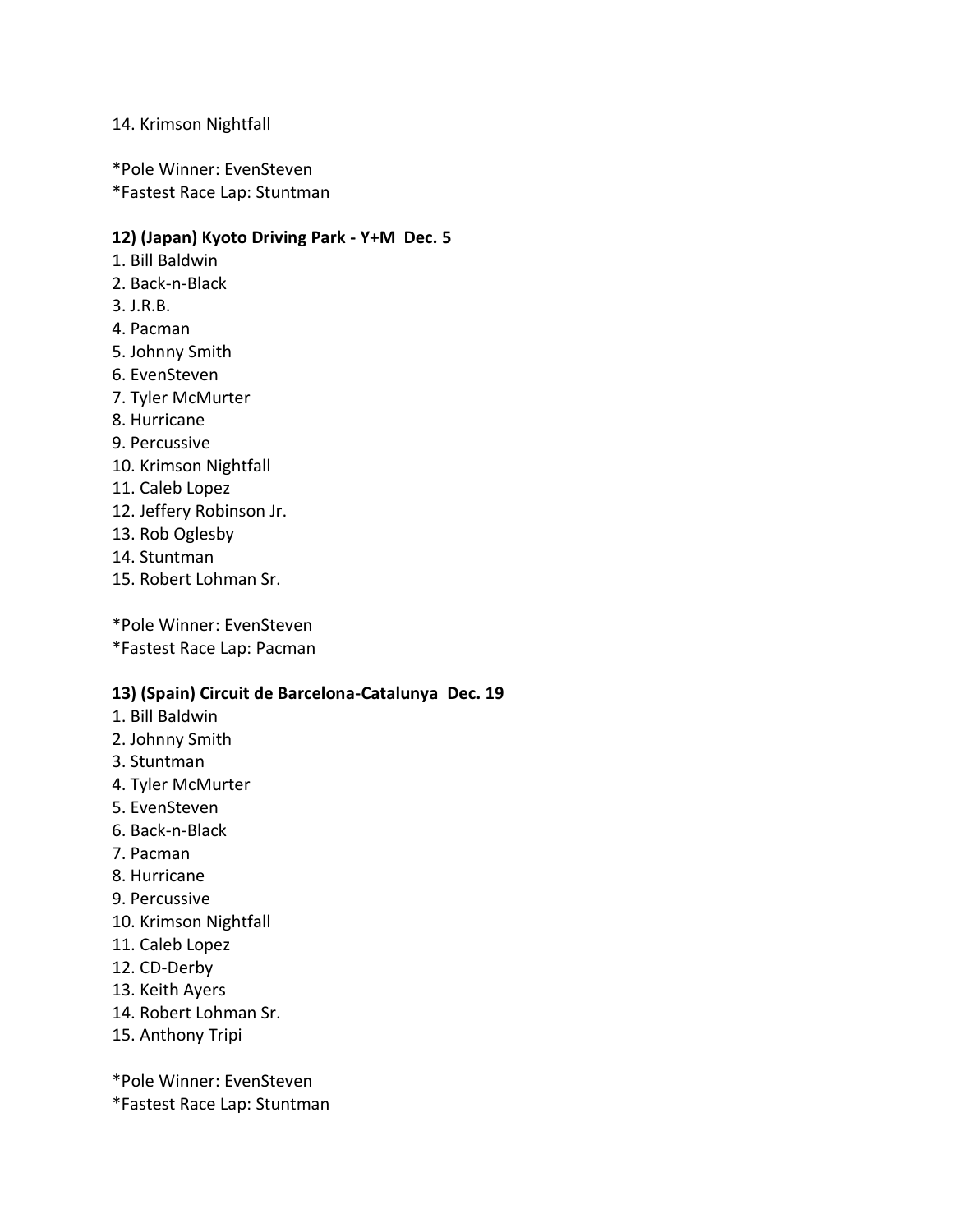14. Krimson Nightfall

*Pole Winner: EvenSteven
*Fastest Race Lap: Stuntman

**12) (Japan) Kyoto Driving Park - Y+M  Dec. 5**

1. Bill Baldwin
2. Back-n-Black
3. J.R.B.
4. Pacman
5. Johnny Smith
6. EvenSteven
7. Tyler McMurter
8. Hurricane
9. Percussive
10. Krimson Nightfall
11. Caleb Lopez
12. Jeffery Robinson Jr.
13. Rob Oglesby
14. Stuntman
15. Robert Lohman Sr.

*Pole Winner: EvenSteven
*Fastest Race Lap: Pacman

**13) (Spain) Circuit de Barcelona-Catalunya  Dec. 19**

1. Bill Baldwin
2. Johnny Smith
3. Stuntman
4. Tyler McMurter
5. EvenSteven
6. Back-n-Black
7. Pacman
8. Hurricane
9. Percussive
10. Krimson Nightfall
11. Caleb Lopez
12. CD-Derby
13. Keith Ayers
14. Robert Lohman Sr.
15. Anthony Tripi

*Pole Winner: EvenSteven
*Fastest Race Lap: Stuntman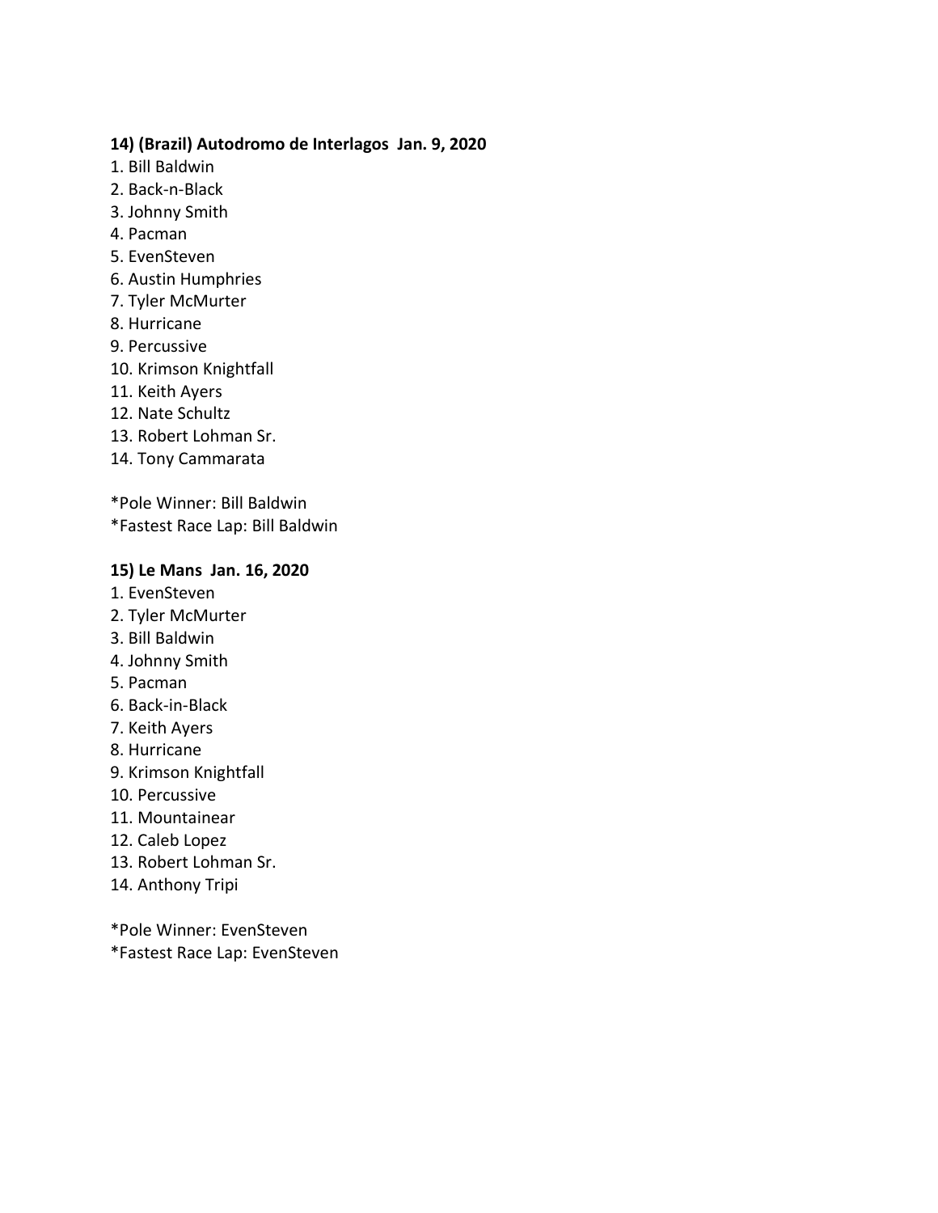**14) (Brazil) Autodromo de Interlagos  Jan. 9, 2020**

1. Bill Baldwin
2. Back-n-Black
3. Johnny Smith
4. Pacman
5. EvenSteven
6. Austin Humphries
7. Tyler McMurter
8. Hurricane
9. Percussive
10. Krimson Knightfall
11. Keith Ayers
12. Nate Schultz
13. Robert Lohman Sr.
14. Tony Cammarata

*Pole Winner: Bill Baldwin
*Fastest Race Lap: Bill Baldwin

**15) Le Mans  Jan. 16, 2020**

1. EvenSteven
2. Tyler McMurter
3. Bill Baldwin
4. Johnny Smith
5. Pacman
6. Back-in-Black
7. Keith Ayers
8. Hurricane
9. Krimson Knightfall
10. Percussive
11. Mountainear
12. Caleb Lopez
13. Robert Lohman Sr.
14. Anthony Tripi

*Pole Winner: EvenSteven
*Fastest Race Lap: EvenSteven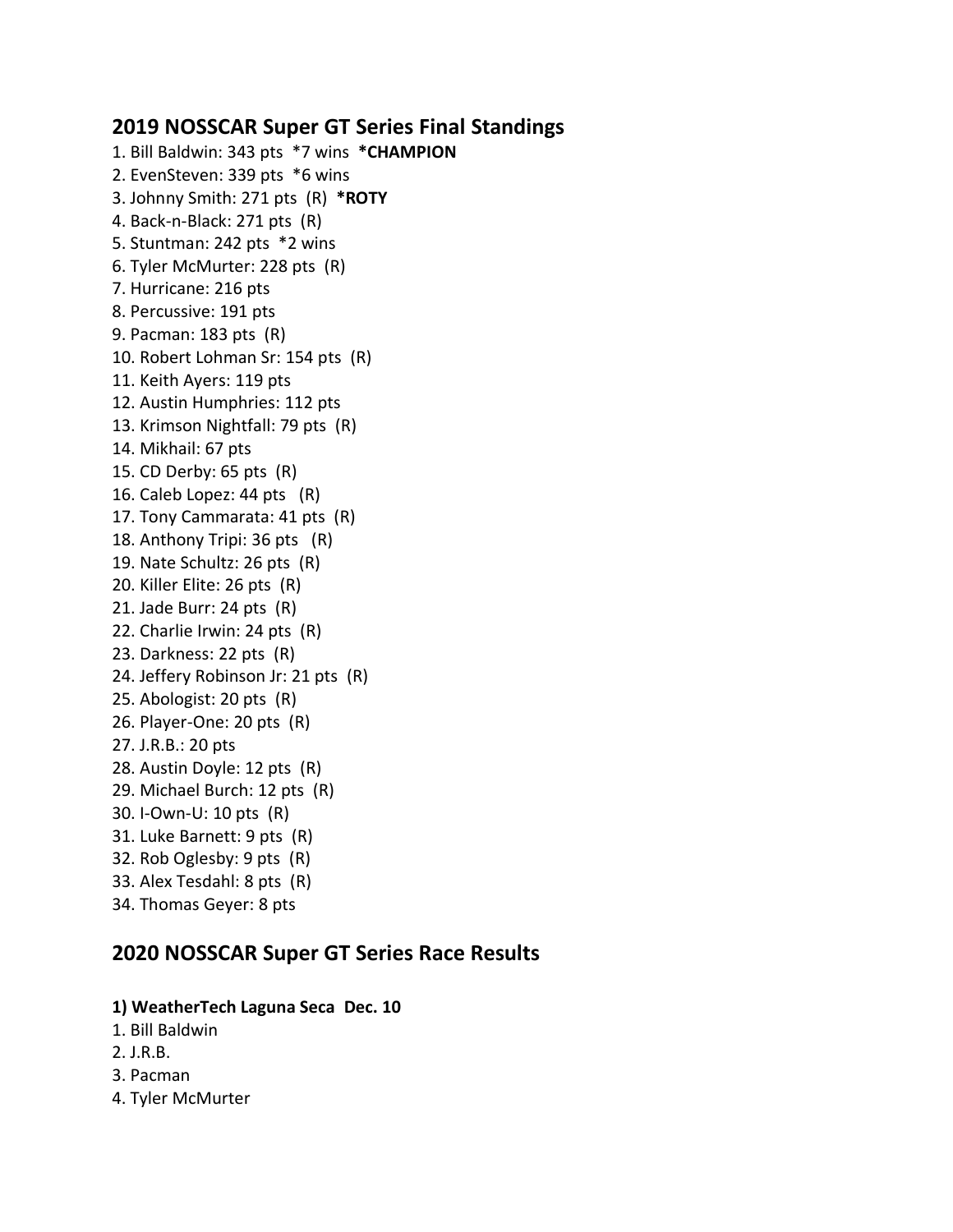## 2019 NOSSCAR Super GT Series Final Standings

1. Bill Baldwin: 343 pts *7 wins **\*CHAMPION**
2. EvenSteven: 339 pts *6 wins
3. Johnny Smith: 271 pts (R) **\*ROTY**
4. Back-n-Black: 271 pts (R)
5. Stuntman: 242 pts *2 wins
6. Tyler McMurter: 228 pts (R)
7. Hurricane: 216 pts
8. Percussive: 191 pts
9. Pacman: 183 pts (R)
10. Robert Lohman Sr: 154 pts (R)
11. Keith Ayers: 119 pts
12. Austin Humphries: 112 pts
13. Krimson Nightfall: 79 pts (R)
14. Mikhail: 67 pts
15. CD Derby: 65 pts (R)
16. Caleb Lopez: 44 pts (R)
17. Tony Cammarata: 41 pts (R)
18. Anthony Tripi: 36 pts (R)
19. Nate Schultz: 26 pts (R)
20. Killer Elite: 26 pts (R)
21. Jade Burr: 24 pts (R)
22. Charlie Irwin: 24 pts (R)
23. Darkness: 22 pts (R)
24. Jeffery Robinson Jr: 21 pts (R)
25. Abologist: 20 pts (R)
26. Player-One: 20 pts (R)
27. J.R.B.: 20 pts
28. Austin Doyle: 12 pts (R)
29. Michael Burch: 12 pts (R)
30. I-Own-U: 10 pts (R)
31. Luke Barnett: 9 pts (R)
32. Rob Oglesby: 9 pts (R)
33. Alex Tesdahl: 8 pts (R)
34. Thomas Geyer: 8 pts

## 2020 NOSSCAR Super GT Series Race Results

**1) WeatherTech Laguna Seca Dec. 10**

1. Bill Baldwin
2. J.R.B.
3. Pacman
4. Tyler McMurter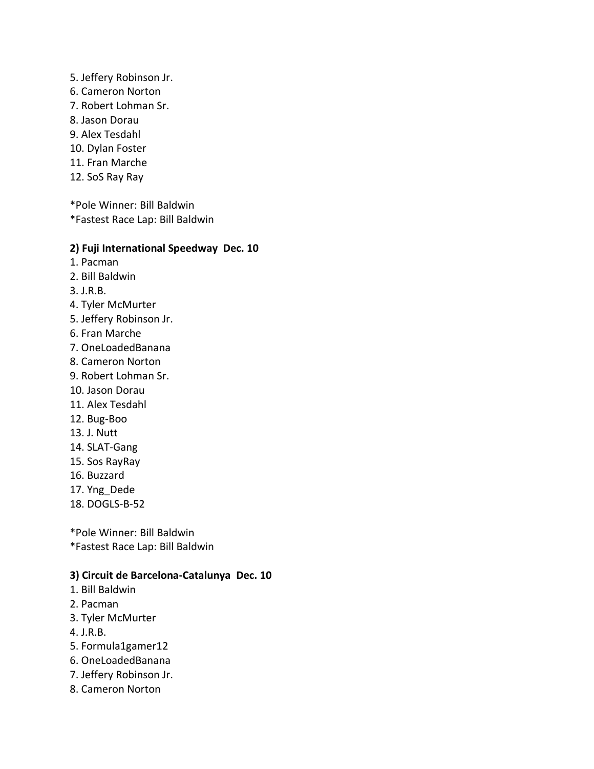5. Jeffery Robinson Jr.
6. Cameron Norton
7. Robert Lohman Sr.
8. Jason Dorau
9. Alex Tesdahl
10. Dylan Foster
11. Fran Marche
12. SoS Ray Ray

*Pole Winner: Bill Baldwin
*Fastest Race Lap: Bill Baldwin

**2) Fuji International Speedway  Dec. 10**

1. Pacman
2. Bill Baldwin
3. J.R.B.
4. Tyler McMurter
5. Jeffery Robinson Jr.
6. Fran Marche
7. OneLoadedBanana
8. Cameron Norton
9. Robert Lohman Sr.
10. Jason Dorau
11. Alex Tesdahl
12. Bug-Boo
13. J. Nutt
14. SLAT-Gang
15. Sos RayRay
16. Buzzard
17. Yng_Dede
18. DOGLS-B-52

*Pole Winner: Bill Baldwin
*Fastest Race Lap: Bill Baldwin

**3) Circuit de Barcelona-Catalunya  Dec. 10**

1. Bill Baldwin
2. Pacman
3. Tyler McMurter
4. J.R.B.
5. Formula1gamer12
6. OneLoadedBanana
7. Jeffery Robinson Jr.
8. Cameron Norton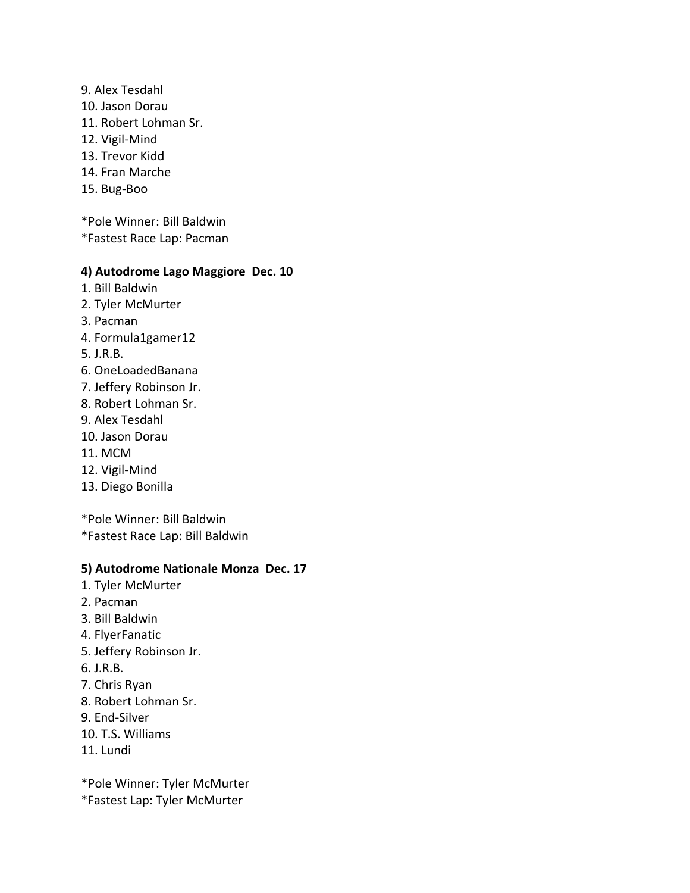9. Alex Tesdahl
10. Jason Dorau
11. Robert Lohman Sr.
12. Vigil-Mind
13. Trevor Kidd
14. Fran Marche
15. Bug-Boo

*Pole Winner: Bill Baldwin
*Fastest Race Lap: Pacman

**4) Autodrome Lago Maggiore  Dec. 10**

1. Bill Baldwin
2. Tyler McMurter
3. Pacman
4. Formula1gamer12
5. J.R.B.
6. OneLoadedBanana
7. Jeffery Robinson Jr.
8. Robert Lohman Sr.
9. Alex Tesdahl
10. Jason Dorau
11. MCM
12. Vigil-Mind
13. Diego Bonilla

*Pole Winner: Bill Baldwin
*Fastest Race Lap: Bill Baldwin

**5) Autodrome Nationale Monza  Dec. 17**

1. Tyler McMurter
2. Pacman
3. Bill Baldwin
4. FlyerFanatic
5. Jeffery Robinson Jr.
6. J.R.B.
7. Chris Ryan
8. Robert Lohman Sr.
9. End-Silver
10. T.S. Williams
11. Lundi

*Pole Winner: Tyler McMurter
*Fastest Lap: Tyler McMurter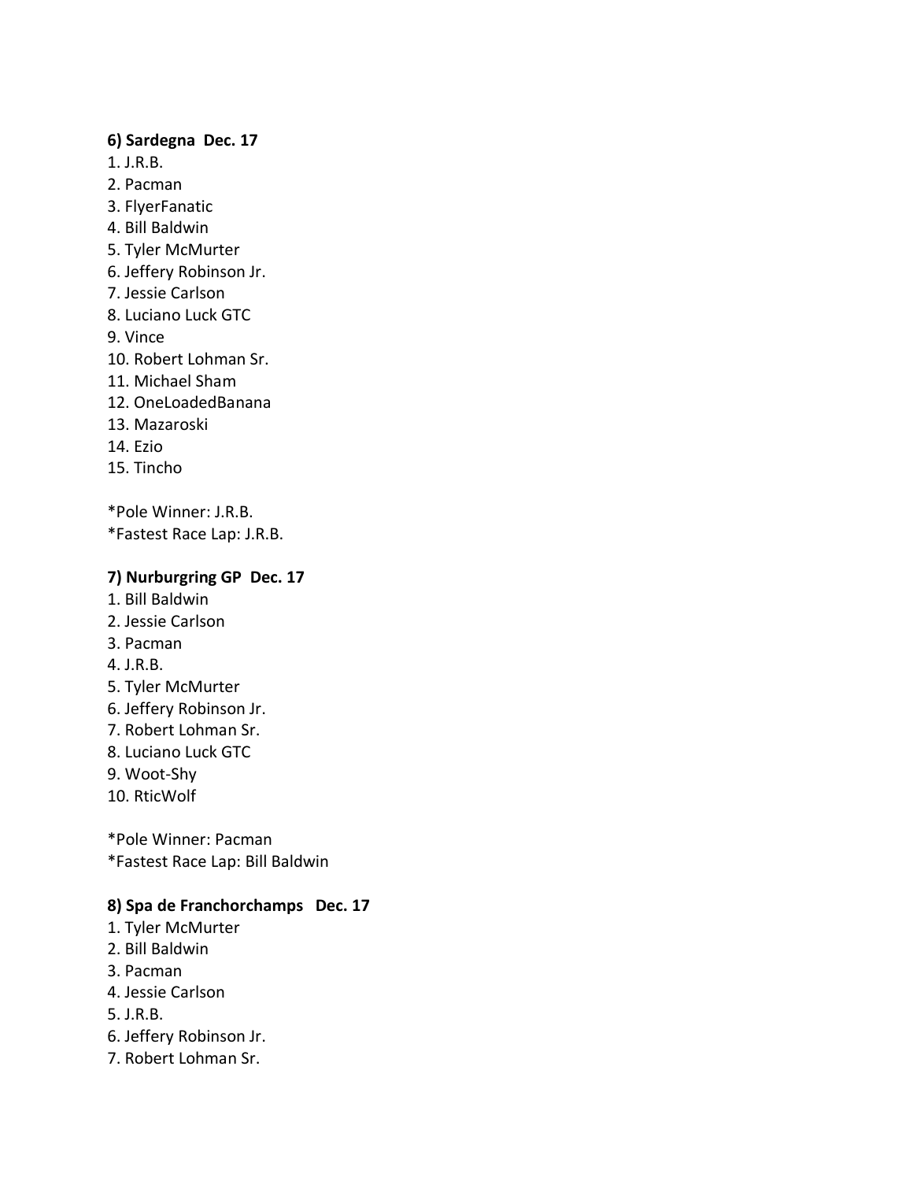**6) Sardegna  Dec. 17**

1. J.R.B.
2. Pacman
3. FlyerFanatic
4. Bill Baldwin
5. Tyler McMurter
6. Jeffery Robinson Jr.
7. Jessie Carlson
8. Luciano Luck GTC
9. Vince
10. Robert Lohman Sr.
11. Michael Sham
12. OneLoadedBanana
13. Mazaroski
14. Ezio
15. Tincho

*Pole Winner: J.R.B.
*Fastest Race Lap: J.R.B.

**7) Nurburgring GP  Dec. 17**

1. Bill Baldwin
2. Jessie Carlson
3. Pacman
4. J.R.B.
5. Tyler McMurter
6. Jeffery Robinson Jr.
7. Robert Lohman Sr.
8. Luciano Luck GTC
9. Woot-Shy
10. RticWolf

*Pole Winner: Pacman
*Fastest Race Lap: Bill Baldwin

**8) Spa de Franchorchamps   Dec. 17**

1. Tyler McMurter
2. Bill Baldwin
3. Pacman
4. Jessie Carlson
5. J.R.B.
6. Jeffery Robinson Jr.
7. Robert Lohman Sr.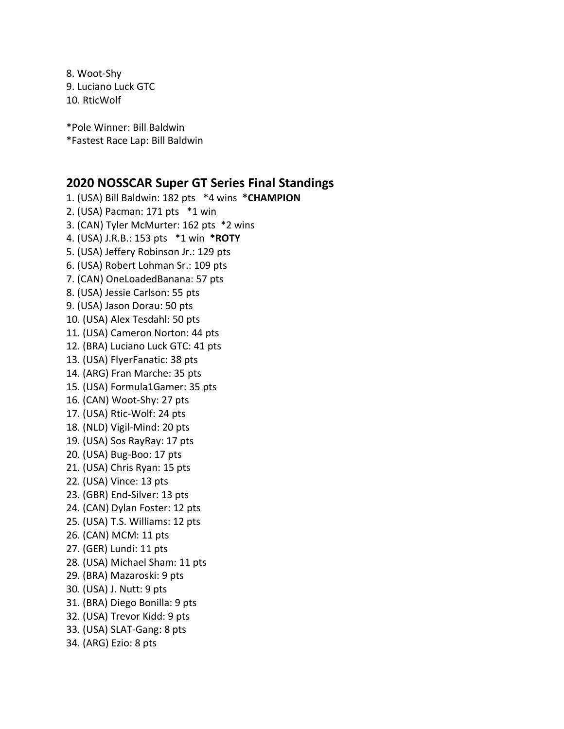8. Woot-Shy
9. Luciano Luck GTC
10. RticWolf

*Pole Winner: Bill Baldwin
*Fastest Race Lap: Bill Baldwin

## 2020 NOSSCAR Super GT Series Final Standings

1. (USA) Bill Baldwin: 182 pts   *4 wins  ***CHAMPION**
2. (USA) Pacman: 171 pts   *1 win
3. (CAN) Tyler McMurter: 162 pts  *2 wins
4. (USA) J.R.B.: 153 pts   *1 win  ***ROTY**
5. (USA) Jeffery Robinson Jr.: 129 pts
6. (USA) Robert Lohman Sr.: 109 pts
7. (CAN) OneLoadedBanana: 57 pts
8. (USA) Jessie Carlson: 55 pts
9. (USA) Jason Dorau: 50 pts
10. (USA) Alex Tesdahl: 50 pts
11. (USA) Cameron Norton: 44 pts
12. (BRA) Luciano Luck GTC: 41 pts
13. (USA) FlyerFanatic: 38 pts
14. (ARG) Fran Marche: 35 pts
15. (USA) Formula1Gamer: 35 pts
16. (CAN) Woot-Shy: 27 pts
17. (USA) Rtic-Wolf: 24 pts
18. (NLD) Vigil-Mind: 20 pts
19. (USA) Sos RayRay: 17 pts
20. (USA) Bug-Boo: 17 pts
21. (USA) Chris Ryan: 15 pts
22. (USA) Vince: 13 pts
23. (GBR) End-Silver: 13 pts
24. (CAN) Dylan Foster: 12 pts
25. (USA) T.S. Williams: 12 pts
26. (CAN) MCM: 11 pts
27. (GER) Lundi: 11 pts
28. (USA) Michael Sham: 11 pts
29. (BRA) Mazaroski: 9 pts
30. (USA) J. Nutt: 9 pts
31. (BRA) Diego Bonilla: 9 pts
32. (USA) Trevor Kidd: 9 pts
33. (USA) SLAT-Gang: 8 pts
34. (ARG) Ezio: 8 pts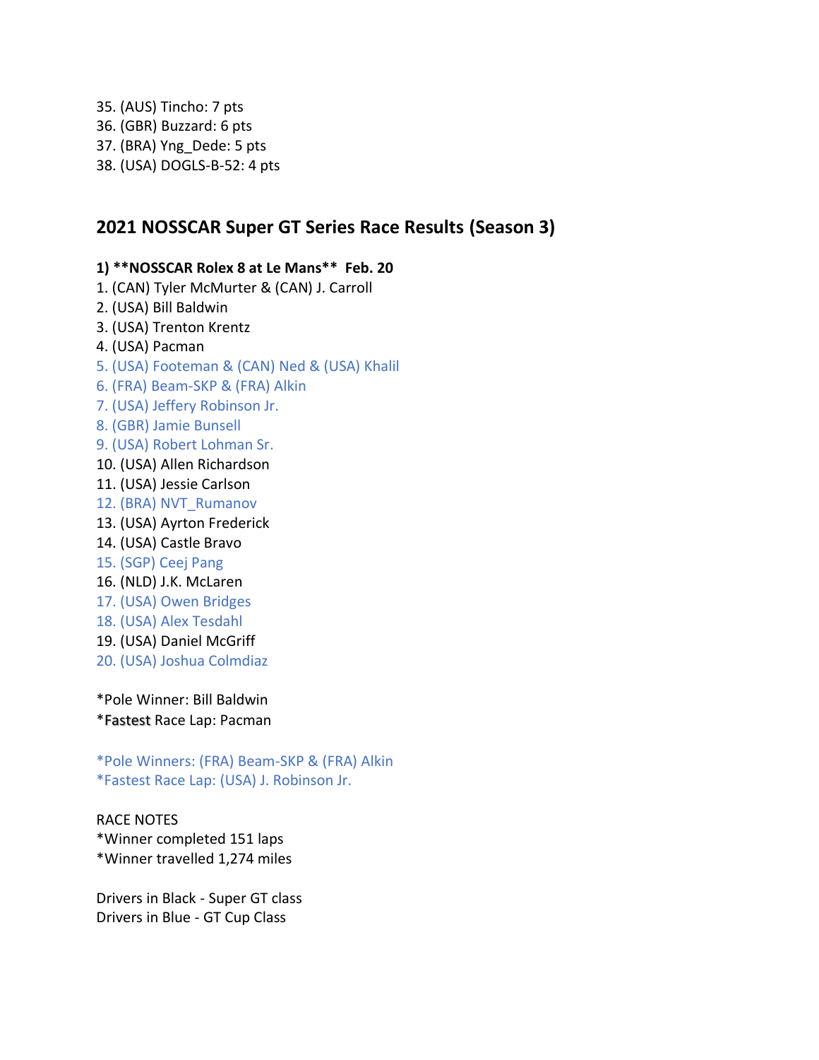35. (AUS) Tincho: 7 pts
36. (GBR) Buzzard: 6 pts
37. (BRA) Yng_Dede: 5 pts
38. (USA) DOGLS-B-52: 4 pts

## 2021 NOSSCAR Super GT Series Race Results (Season 3)

**1) **NOSSCAR Rolex 8 at Le Mans** Feb. 20**

1. (CAN) Tyler McMurter & (CAN) J. Carroll
2. (USA) Bill Baldwin
3. (USA) Trenton Krentz
4. (USA) Pacman
5. (USA) Footeman & (CAN) Ned & (USA) Khalil
6. (FRA) Beam-SKP & (FRA) Alkin
7. (USA) Jeffery Robinson Jr.
8. (GBR) Jamie Bunsell
9. (USA) Robert Lohman Sr.
10. (USA) Allen Richardson
11. (USA) Jessie Carlson
12. (BRA) NVT_Rumanov
13. (USA) Ayrton Frederick
14. (USA) Castle Bravo
15. (SGP) Ceej Pang
16. (NLD) J.K. McLaren
17. (USA) Owen Bridges
18. (USA) Alex Tesdahl
19. (USA) Daniel McGriff
20. (USA) Joshua Colmdiaz

*Pole Winner: Bill Baldwin
*Fastest Race Lap: Pacman

*Pole Winners: (FRA) Beam-SKP & (FRA) Alkin
*Fastest Race Lap: (USA) J. Robinson Jr.

RACE NOTES
*Winner completed 151 laps
*Winner travelled 1,274 miles

Drivers in Black - Super GT class
Drivers in Blue - GT Cup Class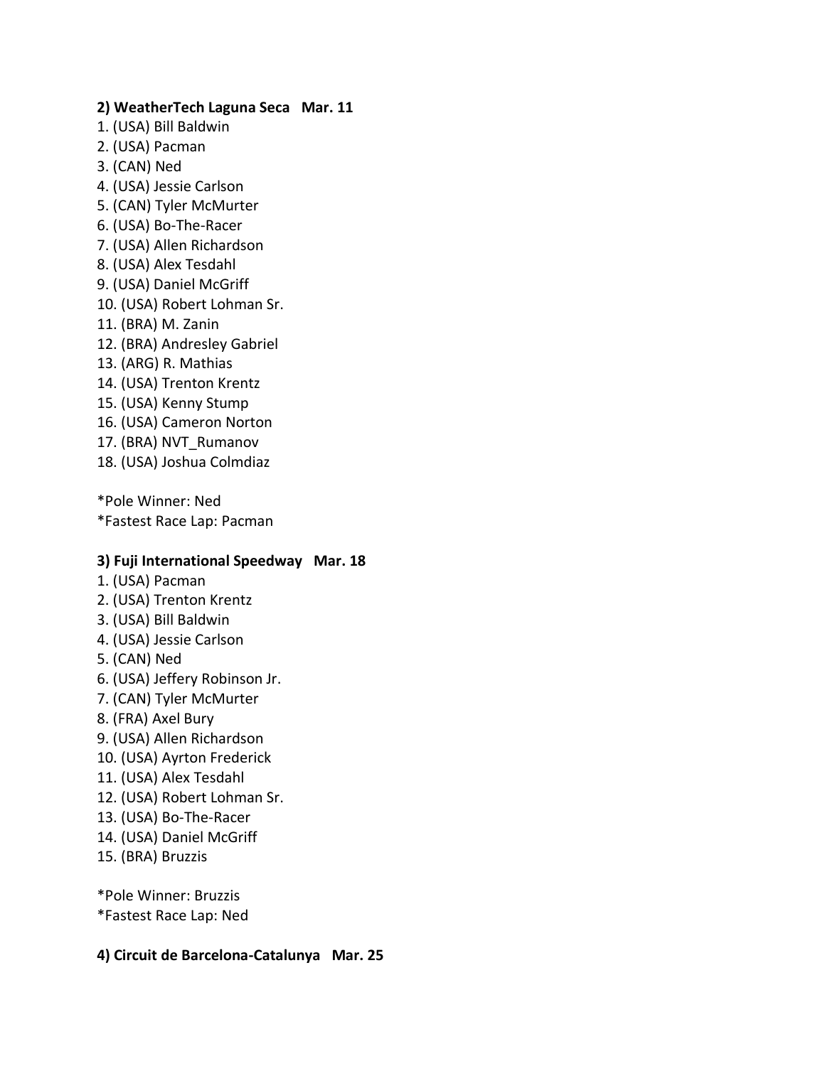**2) WeatherTech Laguna Seca   Mar. 11**

1. (USA) Bill Baldwin
2. (USA) Pacman
3. (CAN) Ned
4. (USA) Jessie Carlson
5. (CAN) Tyler McMurter
6. (USA) Bo-The-Racer
7. (USA) Allen Richardson
8. (USA) Alex Tesdahl
9. (USA) Daniel McGriff
10. (USA) Robert Lohman Sr.
11. (BRA) M. Zanin
12. (BRA) Andresley Gabriel
13. (ARG) R. Mathias
14. (USA) Trenton Krentz
15. (USA) Kenny Stump
16. (USA) Cameron Norton
17. (BRA) NVT_Rumanov
18. (USA) Joshua Colmdiaz

*Pole Winner: Ned
*Fastest Race Lap: Pacman

**3) Fuji International Speedway   Mar. 18**

1. (USA) Pacman
2. (USA) Trenton Krentz
3. (USA) Bill Baldwin
4. (USA) Jessie Carlson
5. (CAN) Ned
6. (USA) Jeffery Robinson Jr.
7. (CAN) Tyler McMurter
8. (FRA) Axel Bury
9. (USA) Allen Richardson
10. (USA) Ayrton Frederick
11. (USA) Alex Tesdahl
12. (USA) Robert Lohman Sr.
13. (USA) Bo-The-Racer
14. (USA) Daniel McGriff
15. (BRA) Bruzzis

*Pole Winner: Bruzzis
*Fastest Race Lap: Ned

**4) Circuit de Barcelona-Catalunya   Mar. 25**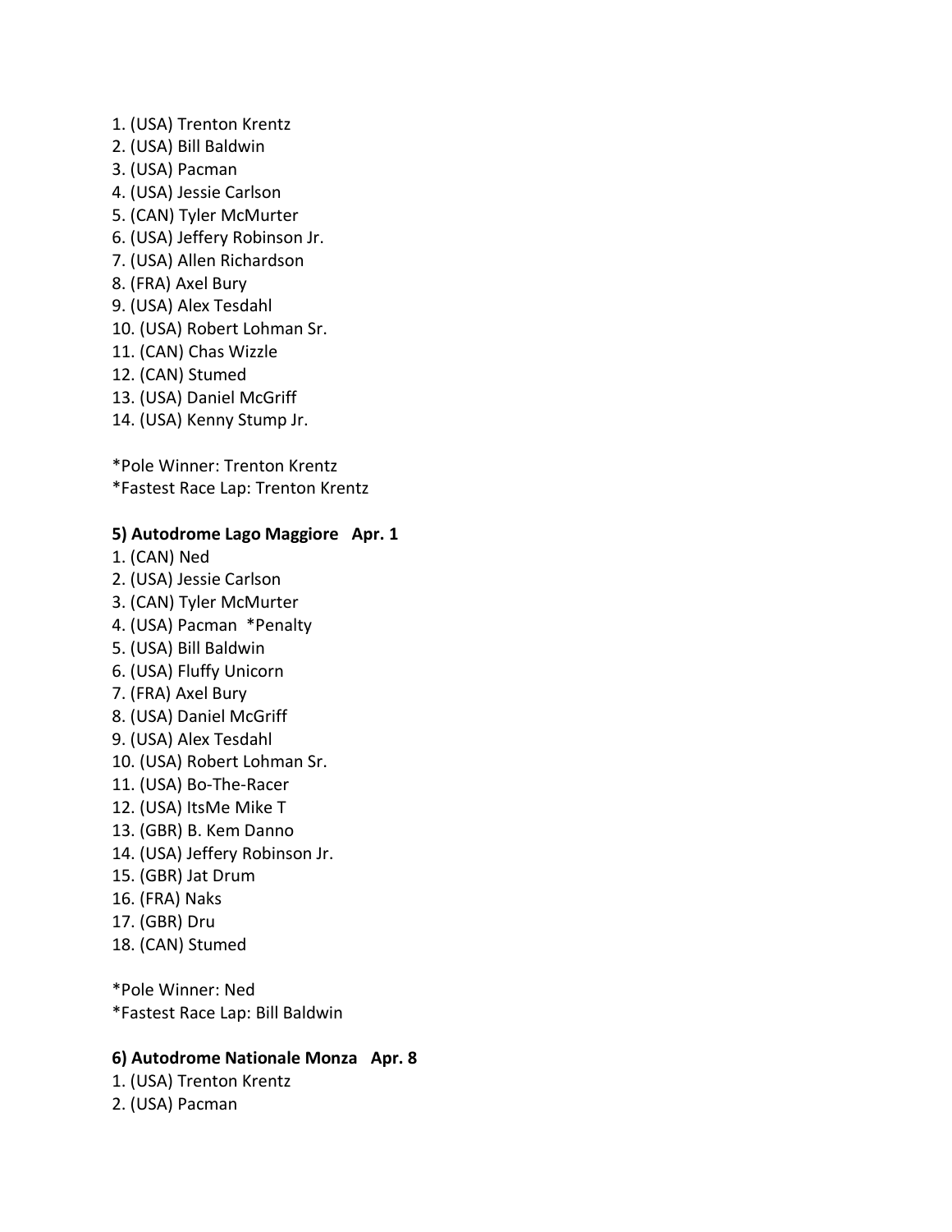1. (USA) Trenton Krentz
2. (USA) Bill Baldwin
3. (USA) Pacman
4. (USA) Jessie Carlson
5. (CAN) Tyler McMurter
6. (USA) Jeffery Robinson Jr.
7. (USA) Allen Richardson
8. (FRA) Axel Bury
9. (USA) Alex Tesdahl
10. (USA) Robert Lohman Sr.
11. (CAN) Chas Wizzle
12. (CAN) Stumed
13. (USA) Daniel McGriff
14. (USA) Kenny Stump Jr.

*Pole Winner: Trenton Krentz
*Fastest Race Lap: Trenton Krentz

**5) Autodrome Lago Maggiore   Apr. 1**

1. (CAN) Ned
2. (USA) Jessie Carlson
3. (CAN) Tyler McMurter
4. (USA) Pacman  *Penalty
5. (USA) Bill Baldwin
6. (USA) Fluffy Unicorn
7. (FRA) Axel Bury
8. (USA) Daniel McGriff
9. (USA) Alex Tesdahl
10. (USA) Robert Lohman Sr.
11. (USA) Bo-The-Racer
12. (USA) ItsMe Mike T
13. (GBR) B. Kem Danno
14. (USA) Jeffery Robinson Jr.
15. (GBR) Jat Drum
16. (FRA) Naks
17. (GBR) Dru
18. (CAN) Stumed

*Pole Winner: Ned
*Fastest Race Lap: Bill Baldwin

**6) Autodrome Nationale Monza   Apr. 8**

1. (USA) Trenton Krentz
2. (USA) Pacman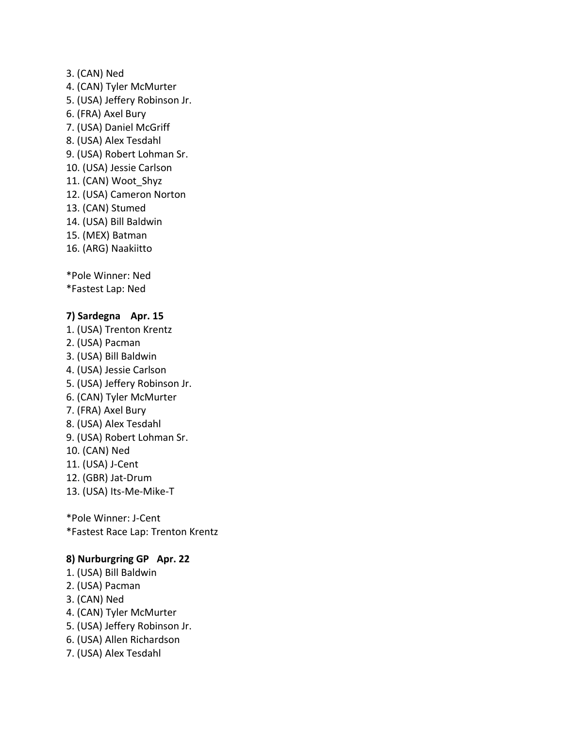3. (CAN) Ned
4. (CAN) Tyler McMurter
5. (USA) Jeffery Robinson Jr.
6. (FRA) Axel Bury
7. (USA) Daniel McGriff
8. (USA) Alex Tesdahl
9. (USA) Robert Lohman Sr.
10. (USA) Jessie Carlson
11. (CAN) Woot_Shyz
12. (USA) Cameron Norton
13. (CAN) Stumed
14. (USA) Bill Baldwin
15. (MEX) Batman
16. (ARG) Naakiitto

*Pole Winner: Ned
*Fastest Lap: Ned

**7) Sardegna Apr. 15**

1. (USA) Trenton Krentz
2. (USA) Pacman
3. (USA) Bill Baldwin
4. (USA) Jessie Carlson
5. (USA) Jeffery Robinson Jr.
6. (CAN) Tyler McMurter
7. (FRA) Axel Bury
8. (USA) Alex Tesdahl
9. (USA) Robert Lohman Sr.
10. (CAN) Ned
11. (USA) J-Cent
12. (GBR) Jat-Drum
13. (USA) Its-Me-Mike-T

*Pole Winner: J-Cent
*Fastest Race Lap: Trenton Krentz

**8) Nurburgring GP Apr. 22**

1. (USA) Bill Baldwin
2. (USA) Pacman
3. (CAN) Ned
4. (CAN) Tyler McMurter
5. (USA) Jeffery Robinson Jr.
6. (USA) Allen Richardson
7. (USA) Alex Tesdahl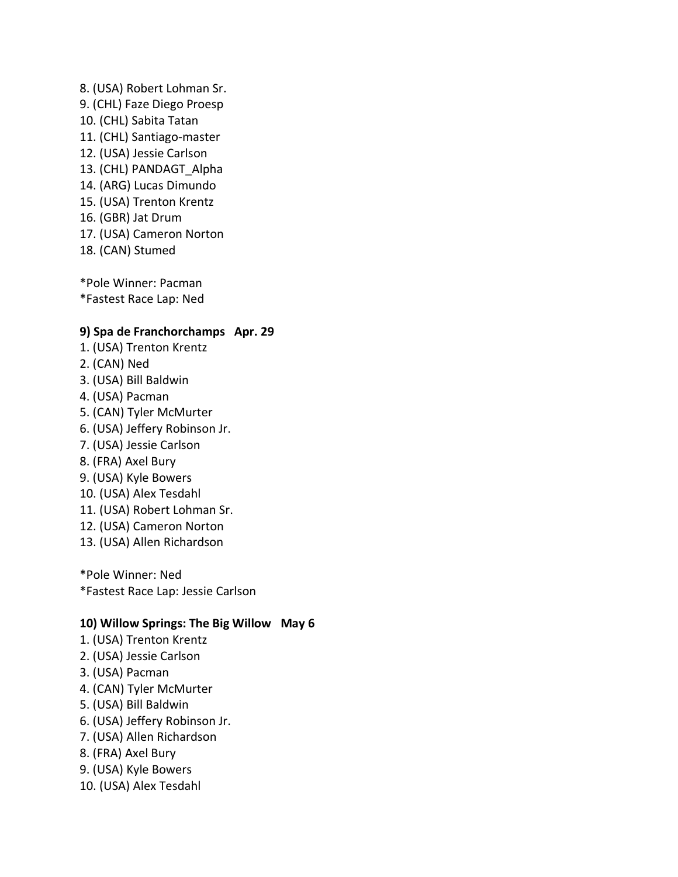8. (USA) Robert Lohman Sr.
9. (CHL) Faze Diego Proesp
10. (CHL) Sabita Tatan
11. (CHL) Santiago-master
12. (USA) Jessie Carlson
13. (CHL) PANDAGT_Alpha
14. (ARG) Lucas Dimundo
15. (USA) Trenton Krentz
16. (GBR) Jat Drum
17. (USA) Cameron Norton
18. (CAN) Stumed

*Pole Winner: Pacman
*Fastest Race Lap: Ned

**9) Spa de Franchorchamps   Apr. 29**

1. (USA) Trenton Krentz
2. (CAN) Ned
3. (USA) Bill Baldwin
4. (USA) Pacman
5. (CAN) Tyler McMurter
6. (USA) Jeffery Robinson Jr.
7. (USA) Jessie Carlson
8. (FRA) Axel Bury
9. (USA) Kyle Bowers
10. (USA) Alex Tesdahl
11. (USA) Robert Lohman Sr.
12. (USA) Cameron Norton
13. (USA) Allen Richardson

*Pole Winner: Ned
*Fastest Race Lap: Jessie Carlson

**10) Willow Springs: The Big Willow   May 6**

1. (USA) Trenton Krentz
2. (USA) Jessie Carlson
3. (USA) Pacman
4. (CAN) Tyler McMurter
5. (USA) Bill Baldwin
6. (USA) Jeffery Robinson Jr.
7. (USA) Allen Richardson
8. (FRA) Axel Bury
9. (USA) Kyle Bowers
10. (USA) Alex Tesdahl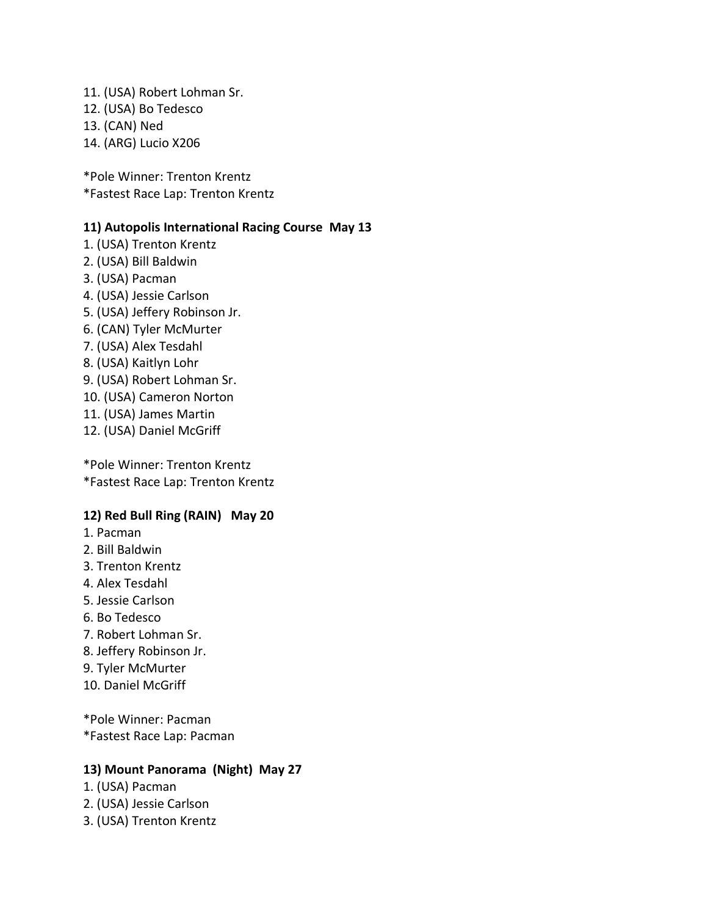11. (USA) Robert Lohman Sr.
12. (USA) Bo Tedesco
13. (CAN) Ned
14. (ARG) Lucio X206

*Pole Winner: Trenton Krentz
*Fastest Race Lap: Trenton Krentz

**11) Autopolis International Racing Course  May 13**

1. (USA) Trenton Krentz
2. (USA) Bill Baldwin
3. (USA) Pacman
4. (USA) Jessie Carlson
5. (USA) Jeffery Robinson Jr.
6. (CAN) Tyler McMurter
7. (USA) Alex Tesdahl
8. (USA) Kaitlyn Lohr
9. (USA) Robert Lohman Sr.
10. (USA) Cameron Norton
11. (USA) James Martin
12. (USA) Daniel McGriff

*Pole Winner: Trenton Krentz
*Fastest Race Lap: Trenton Krentz

**12) Red Bull Ring (RAIN)   May 20**

1. Pacman
2. Bill Baldwin
3. Trenton Krentz
4. Alex Tesdahl
5. Jessie Carlson
6. Bo Tedesco
7. Robert Lohman Sr.
8. Jeffery Robinson Jr.
9. Tyler McMurter
10. Daniel McGriff

*Pole Winner: Pacman
*Fastest Race Lap: Pacman

**13) Mount Panorama  (Night)  May 27**

1. (USA) Pacman
2. (USA) Jessie Carlson
3. (USA) Trenton Krentz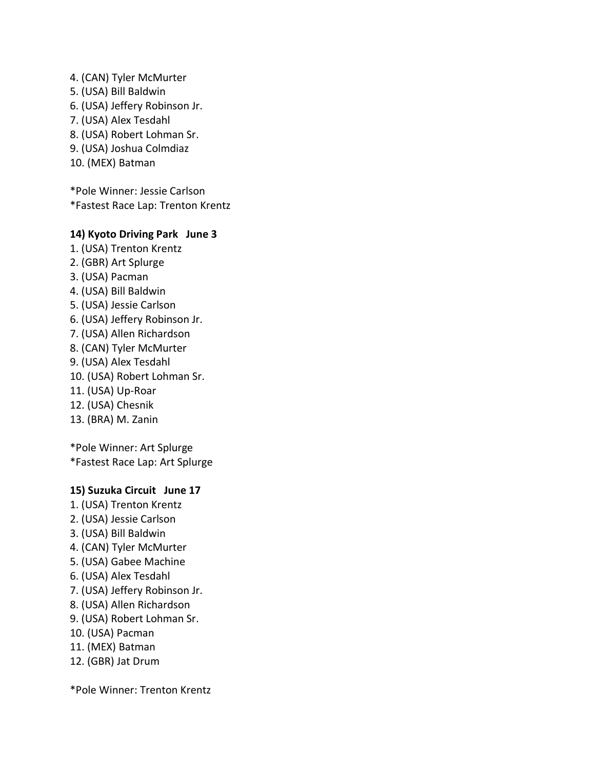4. (CAN) Tyler McMurter
5. (USA) Bill Baldwin
6. (USA) Jeffery Robinson Jr.
7. (USA) Alex Tesdahl
8. (USA) Robert Lohman Sr.
9. (USA) Joshua Colmdiaz
10. (MEX) Batman

*Pole Winner: Jessie Carlson
*Fastest Race Lap: Trenton Krentz

**14) Kyoto Driving Park   June 3**

1. (USA) Trenton Krentz
2. (GBR) Art Splurge
3. (USA) Pacman
4. (USA) Bill Baldwin
5. (USA) Jessie Carlson
6. (USA) Jeffery Robinson Jr.
7. (USA) Allen Richardson
8. (CAN) Tyler McMurter
9. (USA) Alex Tesdahl
10. (USA) Robert Lohman Sr.
11. (USA) Up-Roar
12. (USA) Chesnik
13. (BRA) M. Zanin

*Pole Winner: Art Splurge
*Fastest Race Lap: Art Splurge

**15) Suzuka Circuit   June 17**

1. (USA) Trenton Krentz
2. (USA) Jessie Carlson
3. (USA) Bill Baldwin
4. (CAN) Tyler McMurter
5. (USA) Gabee Machine
6. (USA) Alex Tesdahl
7. (USA) Jeffery Robinson Jr.
8. (USA) Allen Richardson
9. (USA) Robert Lohman Sr.
10. (USA) Pacman
11. (MEX) Batman
12. (GBR) Jat Drum

*Pole Winner: Trenton Krentz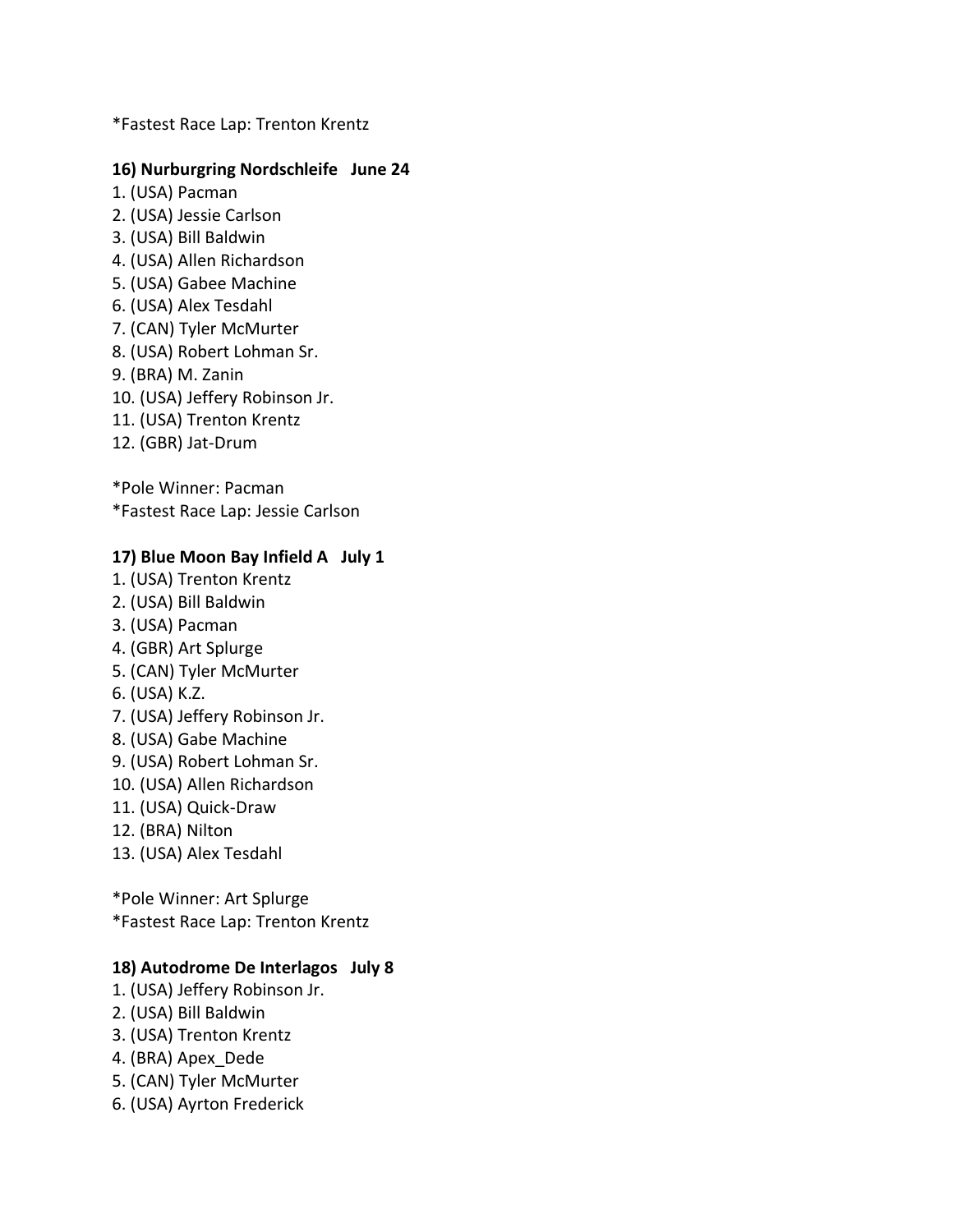*Fastest Race Lap: Trenton Krentz

**16) Nurburgring Nordschleife   June 24**

1. (USA) Pacman
2. (USA) Jessie Carlson
3. (USA) Bill Baldwin
4. (USA) Allen Richardson
5. (USA) Gabee Machine
6. (USA) Alex Tesdahl
7. (CAN) Tyler McMurter
8. (USA) Robert Lohman Sr.
9. (BRA) M. Zanin
10. (USA) Jeffery Robinson Jr.
11. (USA) Trenton Krentz
12. (GBR) Jat-Drum

*Pole Winner: Pacman
*Fastest Race Lap: Jessie Carlson

**17) Blue Moon Bay Infield A   July 1**

1. (USA) Trenton Krentz
2. (USA) Bill Baldwin
3. (USA) Pacman
4. (GBR) Art Splurge
5. (CAN) Tyler McMurter
6. (USA) K.Z.
7. (USA) Jeffery Robinson Jr.
8. (USA) Gabe Machine
9. (USA) Robert Lohman Sr.
10. (USA) Allen Richardson
11. (USA) Quick-Draw
12. (BRA) Nilton
13. (USA) Alex Tesdahl

*Pole Winner: Art Splurge
*Fastest Race Lap: Trenton Krentz

**18) Autodrome De Interlagos   July 8**

1. (USA) Jeffery Robinson Jr.
2. (USA) Bill Baldwin
3. (USA) Trenton Krentz
4. (BRA) Apex_Dede
5. (CAN) Tyler McMurter
6. (USA) Ayrton Frederick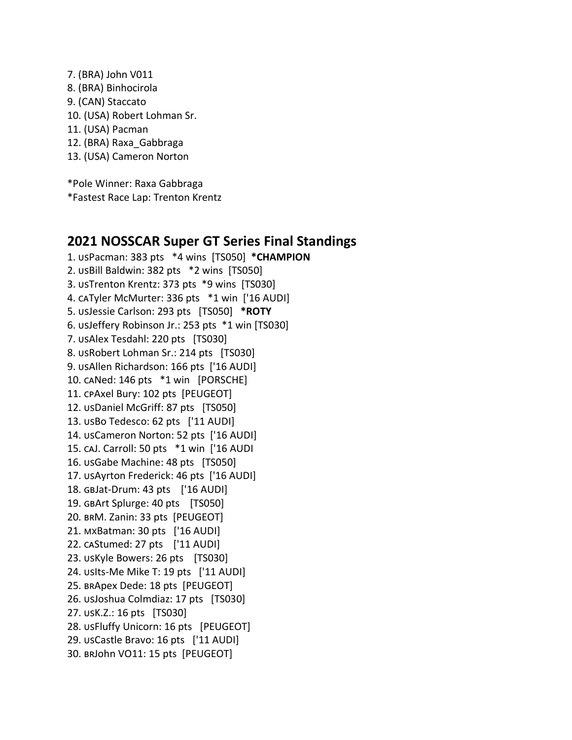7. (BRA) John V011
8. (BRA) Binhocirola
9. (CAN) Staccato
10. (USA) Robert Lohman Sr.
11. (USA) Pacman
12. (BRA) Raxa_Gabbraga
13. (USA) Cameron Norton

*Pole Winner: Raxa Gabbraga
*Fastest Race Lap: Trenton Krentz

## 2021 NOSSCAR Super GT Series Final Standings

1. USPacman: 383 pts *4 wins [TS050] __*CHAMPION__
2. USBill Baldwin: 382 pts *2 wins [TS050]
3. USTrenton Krentz: 373 pts *9 wins [TS030]
4. CATyler McMurter: 336 pts *1 win ['16 AUDI]
5. USJessie Carlson: 293 pts [TS050] __*ROTY__
6. USJeffery Robinson Jr.: 253 pts *1 win [TS030]
7. USAlex Tesdahl: 220 pts [TS030]
8. USRobert Lohman Sr.: 214 pts [TS030]
9. USAllen Richardson: 166 pts ['16 AUDI]
10. CANed: 146 pts *1 win [PORSCHE]
11. CPAxel Bury: 102 pts [PEUGEOT]
12. USDaniel McGriff: 87 pts [TS050]
13. USBo Tedesco: 62 pts ['11 AUDI]
14. USCameron Norton: 52 pts ['16 AUDI]
15. CAJ. Carroll: 50 pts *1 win ['16 AUDI
16. USGabe Machine: 48 pts [TS050]
17. USAyrton Frederick: 46 pts ['16 AUDI]
18. GBJat-Drum: 43 pts ['16 AUDI]
19. GBArt Splurge: 40 pts [TS050]
20. BRM. Zanin: 33 pts [PEUGEOT]
21. MXBatman: 30 pts ['16 AUDI]
22. CAStumed: 27 pts ['11 AUDI]
23. USKyle Bowers: 26 pts [TS030]
24. USIts-Me Mike T: 19 pts ['11 AUDI]
25. BRApex Dede: 18 pts [PEUGEOT]
26. USJoshua Colmdiaz: 17 pts [TS030]
27. USK.Z.: 16 pts [TS030]
28. USFluffy Unicorn: 16 pts [PEUGEOT]
29. USCastle Bravo: 16 pts ['11 AUDI]
30. BRJohn VO11: 15 pts [PEUGEOT]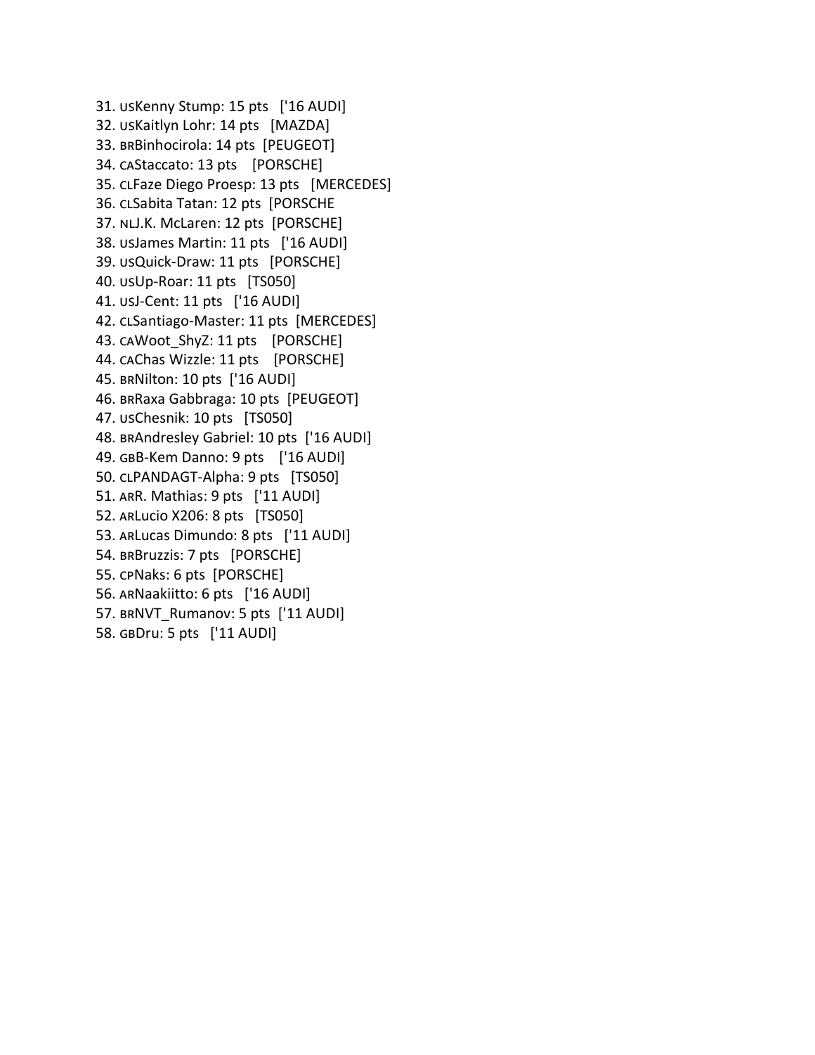31. USKenny Stump: 15 pts ['16 AUDI]
32. USKaitlyn Lohr: 14 pts [MAZDA]
33. BRBinhocirola: 14 pts [PEUGEOT]
34. CAStaccato: 13 pts [PORSCHE]
35. CLFaze Diego Proesp: 13 pts [MERCEDES]
36. CLSabita Tatan: 12 pts [PORSCHE
37. NLJ.K. McLaren: 12 pts [PORSCHE]
38. USJames Martin: 11 pts ['16 AUDI]
39. USQuick-Draw: 11 pts [PORSCHE]
40. USUp-Roar: 11 pts [TS050]
41. USJ-Cent: 11 pts ['16 AUDI]
42. CLSantiago-Master: 11 pts [MERCEDES]
43. CAWoot_ShyZ: 11 pts [PORSCHE]
44. CAChas Wizzle: 11 pts [PORSCHE]
45. BRNilton: 10 pts ['16 AUDI]
46. BRRaxa Gabbraga: 10 pts [PEUGEOT]
47. USChesnik: 10 pts [TS050]
48. BRAndresley Gabriel: 10 pts ['16 AUDI]
49. GBB-Kem Danno: 9 pts ['16 AUDI]
50. CLPANDAGT-Alpha: 9 pts [TS050]
51. ARR. Mathias: 9 pts ['11 AUDI]
52. ARLucio X206: 8 pts [TS050]
53. ARLucas Dimundo: 8 pts ['11 AUDI]
54. BRBruzzis: 7 pts [PORSCHE]
55. CPNaks: 6 pts [PORSCHE]
56. ARNaakiitto: 6 pts ['16 AUDI]
57. BRNVT_Rumanov: 5 pts ['11 AUDI]
58. GBDru: 5 pts ['11 AUDI]